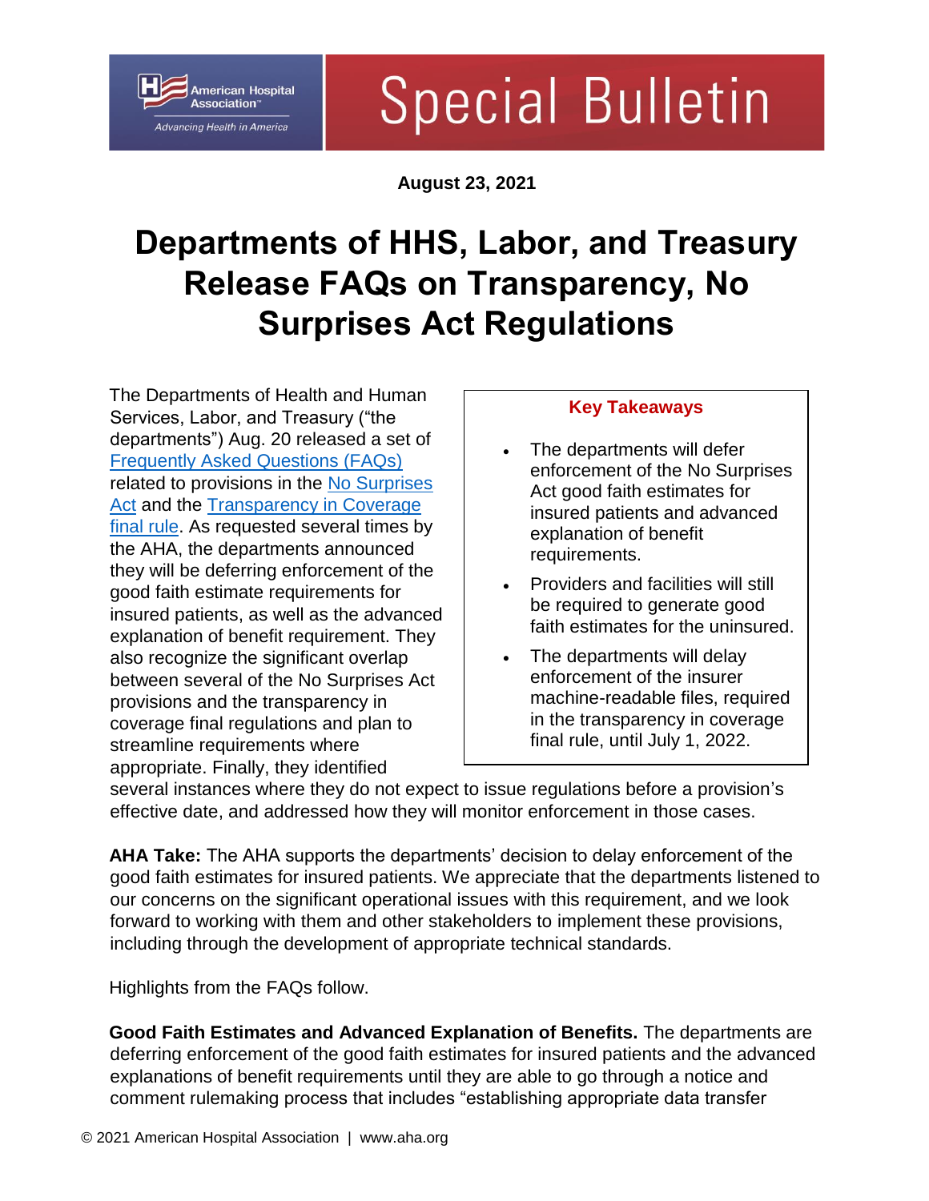Special Bulletin

**August 23, 2021**

# Departments of HHS, Labor, and Treasury Release FAQs on Transparency, No Surprises Act Regulations

The Departments of Health and Human Services, Labor, and Treasury ("the departments") Aug. 20 released a set of Frequently Asked Questions (FAQs) related to provisions in the No Surprises Act and the Transparency in Coverage final rule. As requested several times by the AHA, the departments announced they will be deferring enforcement of the good faith estimate requirements for insured patients, as well as the advanced explanation of benefit requirement. They also recognize the significant overlap between several of the No Surprises Act provisions and the transparency in coverage final regulations and plan to streamline requirements where appropriate. Finally, they identified several instances where they do not expect to issue regulations before a provision's effective date, and addressed how they will monitor enforcement in those cases.

**Key Takeaways**

- The departments will defer enforcement of the No Surprises Act good faith estimates for insured patients and advanced explanation of benefit requirements.
- Providers and facilities will still be required to generate good faith estimates for the uninsured.
- The departments will delay enforcement of the insurer machine-readable files, required in the transparency in coverage final rule, until July 1, 2022.

**AHA Take:** The AHA supports the departments' decision to delay enforcement of the good faith estimates for insured patients. We appreciate that the departments listened to our concerns on the significant operational issues with this requirement, and we look forward to working with them and other stakeholders to implement these provisions, including through the development of appropriate technical standards.

Highlights from the FAQs follow.

**Good Faith Estimates and Advanced Explanation of Benefits.** The departments are deferring enforcement of the good faith estimates for insured patients and the advanced explanations of benefit requirements until they are able to go through a notice and comment rulemaking process that includes "establishing appropriate data transfer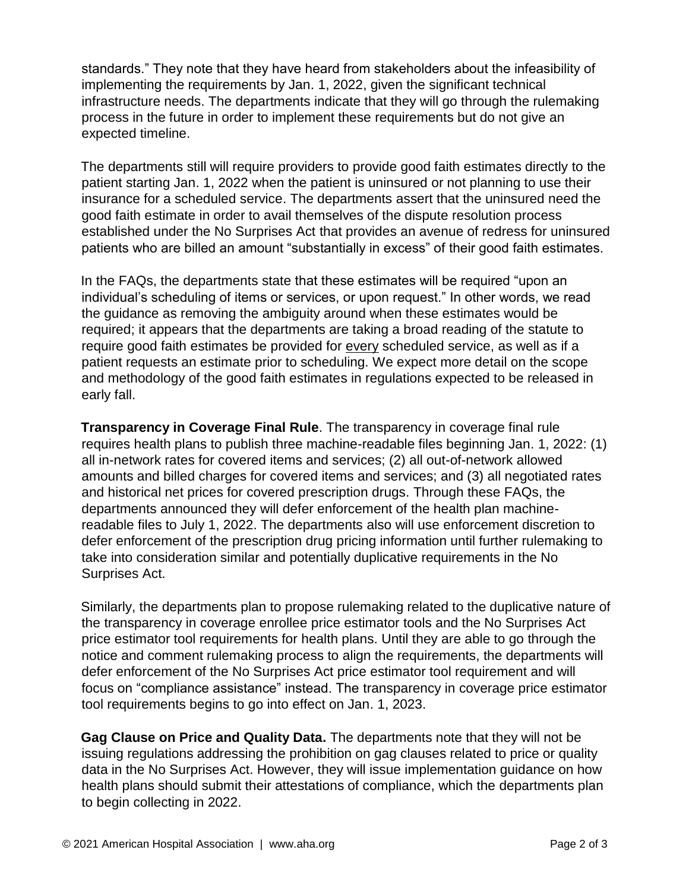standards." They note that they have heard from stakeholders about the infeasibility of implementing the requirements by Jan. 1, 2022, given the significant technical infrastructure needs. The departments indicate that they will go through the rulemaking process in the future in order to implement these requirements but do not give an expected timeline.

The departments still will require providers to provide good faith estimates directly to the patient starting Jan. 1, 2022 when the patient is uninsured or not planning to use their insurance for a scheduled service. The departments assert that the uninsured need the good faith estimate in order to avail themselves of the dispute resolution process established under the No Surprises Act that provides an avenue of redress for uninsured patients who are billed an amount "substantially in excess" of their good faith estimates.

In the FAQs, the departments state that these estimates will be required "upon an individual's scheduling of items or services, or upon request." In other words, we read the guidance as removing the ambiguity around when these estimates would be required; it appears that the departments are taking a broad reading of the statute to require good faith estimates be provided for <u>every</u> scheduled service, as well as if a patient requests an estimate prior to scheduling. We expect more detail on the scope and methodology of the good faith estimates in regulations expected to be released in early fall.

**Transparency in Coverage Final Rule**. The transparency in coverage final rule requires health plans to publish three machine-readable files beginning Jan. 1, 2022: (1) all in-network rates for covered items and services; (2) all out-of-network allowed amounts and billed charges for covered items and services; and (3) all negotiated rates and historical net prices for covered prescription drugs. Through these FAQs, the departments announced they will defer enforcement of the health plan machine-readable files to July 1, 2022. The departments also will use enforcement discretion to defer enforcement of the prescription drug pricing information until further rulemaking to take into consideration similar and potentially duplicative requirements in the No Surprises Act.

Similarly, the departments plan to propose rulemaking related to the duplicative nature of the transparency in coverage enrollee price estimator tools and the No Surprises Act price estimator tool requirements for health plans. Until they are able to go through the notice and comment rulemaking process to align the requirements, the departments will defer enforcement of the No Surprises Act price estimator tool requirement and will focus on "compliance assistance" instead. The transparency in coverage price estimator tool requirements begins to go into effect on Jan. 1, 2023.

**Gag Clause on Price and Quality Data.** The departments note that they will not be issuing regulations addressing the prohibition on gag clauses related to price or quality data in the No Surprises Act. However, they will issue implementation guidance on how health plans should submit their attestations of compliance, which the departments plan to begin collecting in 2022.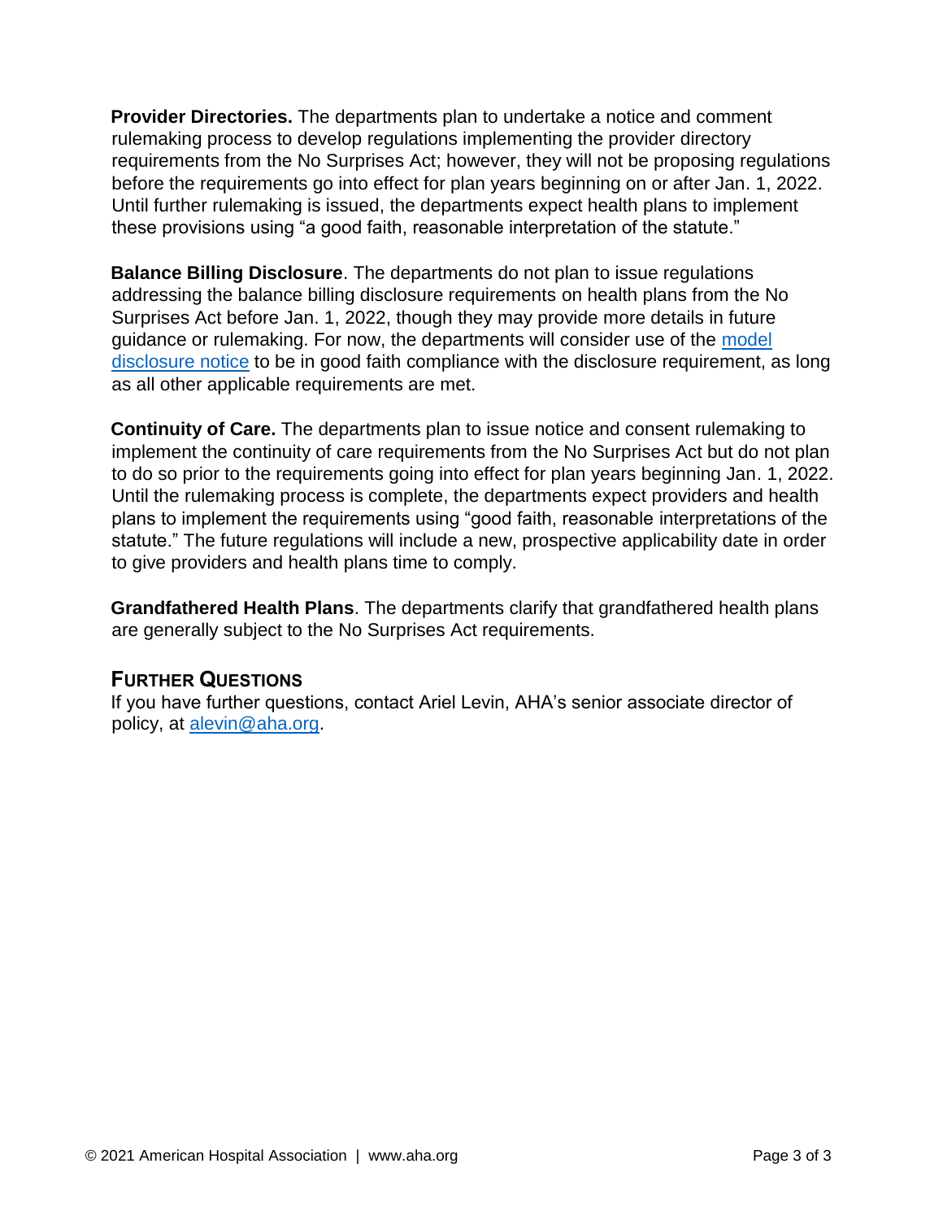**Provider Directories.** The departments plan to undertake a notice and comment rulemaking process to develop regulations implementing the provider directory requirements from the No Surprises Act; however, they will not be proposing regulations before the requirements go into effect for plan years beginning on or after Jan. 1, 2022. Until further rulemaking is issued, the departments expect health plans to implement these provisions using "a good faith, reasonable interpretation of the statute."

**Balance Billing Disclosure**. The departments do not plan to issue regulations addressing the balance billing disclosure requirements on health plans from the No Surprises Act before Jan. 1, 2022, though they may provide more details in future guidance or rulemaking. For now, the departments will consider use of the model disclosure notice to be in good faith compliance with the disclosure requirement, as long as all other applicable requirements are met.

**Continuity of Care.** The departments plan to issue notice and consent rulemaking to implement the continuity of care requirements from the No Surprises Act but do not plan to do so prior to the requirements going into effect for plan years beginning Jan. 1, 2022. Until the rulemaking process is complete, the departments expect providers and health plans to implement the requirements using "good faith, reasonable interpretations of the statute." The future regulations will include a new, prospective applicability date in order to give providers and health plans time to comply.

**Grandfathered Health Plans**. The departments clarify that grandfathered health plans are generally subject to the No Surprises Act requirements.

## FURTHER QUESTIONS

If you have further questions, contact Ariel Levin, AHA's senior associate director of policy, at alevin@aha.org.